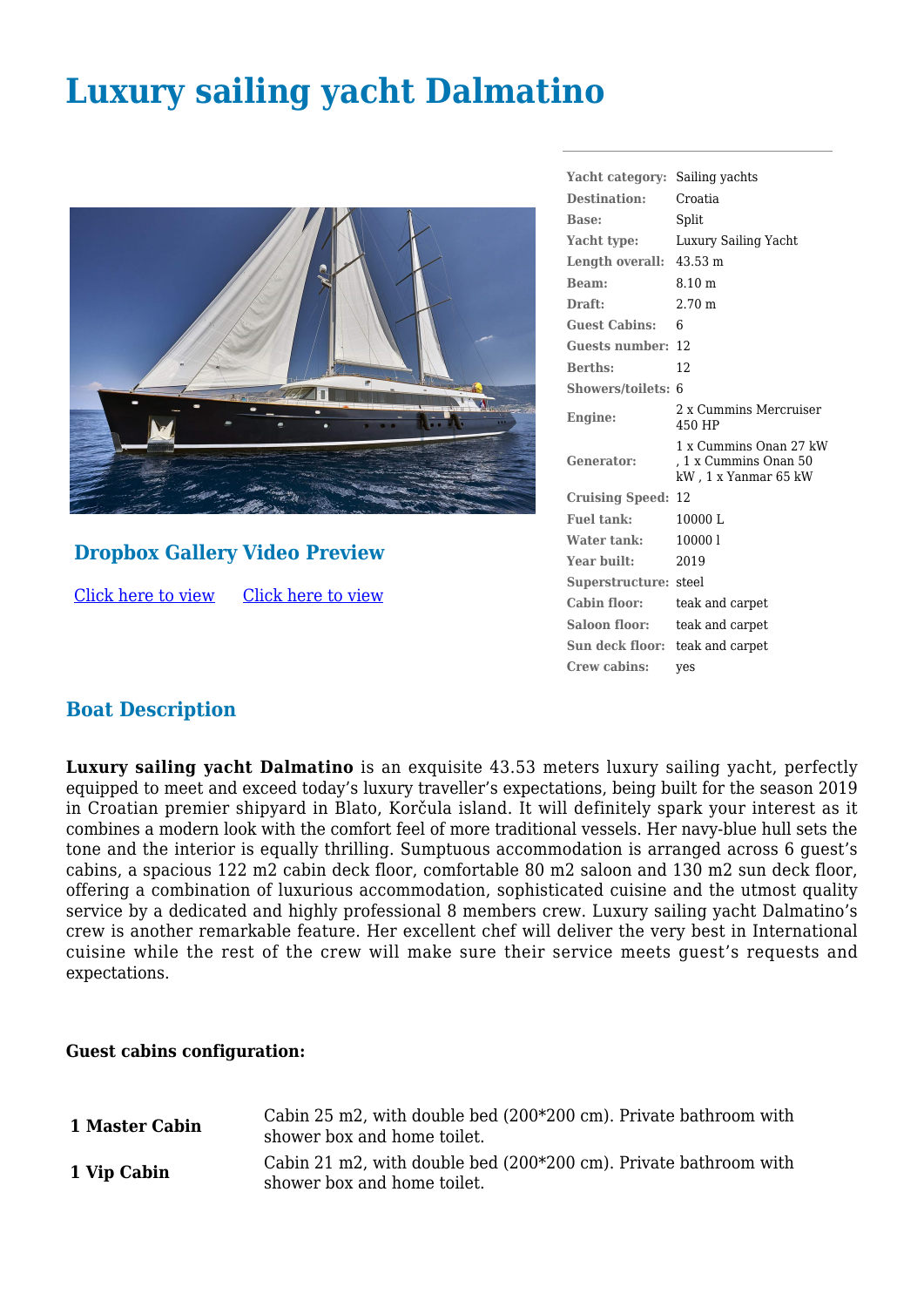# Luxury sailing yacht Dalmatino

## Dropbox Gallery Video Preview

[Click here to view](#) [Click here to view](#)

| | |
|---|---|
| **Yacht category:** | Sailing yachts |
| **Destination:** | Croatia |
| **Base:** | Split |
| **Yacht type:** | Luxury Sailing Yacht |
| **Length overall:** | 43.53 m |
| **Beam:** | 8.10 m |
| **Draft:** | 2.70 m |
| **Guest Cabins:** | 6 |
| **Guests number:** | 12 |
| **Berths:** | 12 |
| **Showers/toilets:** | 6 |
| **Engine:** | 2 x Cummins Mercruiser 450 HP |
| **Generator:** | 1 x Cummins Onan 27 kW , 1 x Cummins Onan 50 kW , 1 x Yanmar 65 kW |
| **Cruising Speed:** | 12 |
| **Fuel tank:** | 10000 L |
| **Water tank:** | 10000 l |
| **Year built:** | 2019 |
| **Superstructure:** | steel |
| **Cabin floor:** | teak and carpet |
| **Saloon floor:** | teak and carpet |
| **Sun deck floor:** | teak and carpet |
| **Crew cabins:** | yes |

## Boat Description

**Luxury sailing yacht Dalmatino** is an exquisite 43.53 meters luxury sailing yacht, perfectly equipped to meet and exceed today's luxury traveller's expectations, being built for the season 2019 in Croatian premier shipyard in Blato, Korčula island. It will definitely spark your interest as it combines a modern look with the comfort feel of more traditional vessels. Her navy-blue hull sets the tone and the interior is equally thrilling. Sumptuous accommodation is arranged across 6 guest's cabins, a spacious 122 m2 cabin deck floor, comfortable 80 m2 saloon and 130 m2 sun deck floor, offering a combination of luxurious accommodation, sophisticated cuisine and the utmost quality service by a dedicated and highly professional 8 members crew. Luxury sailing yacht Dalmatino's crew is another remarkable feature. Her excellent chef will deliver the very best in International cuisine while the rest of the crew will make sure their service meets guest's requests and expectations.

**Guest cabins configuration:**

| | |
|---|---|
| **1 Master Cabin** | Cabin 25 m2, with double bed (200*200 cm). Private bathroom with shower box and home toilet. |
| **1 Vip Cabin** | Cabin 21 m2, with double bed (200*200 cm). Private bathroom with shower box and home toilet. |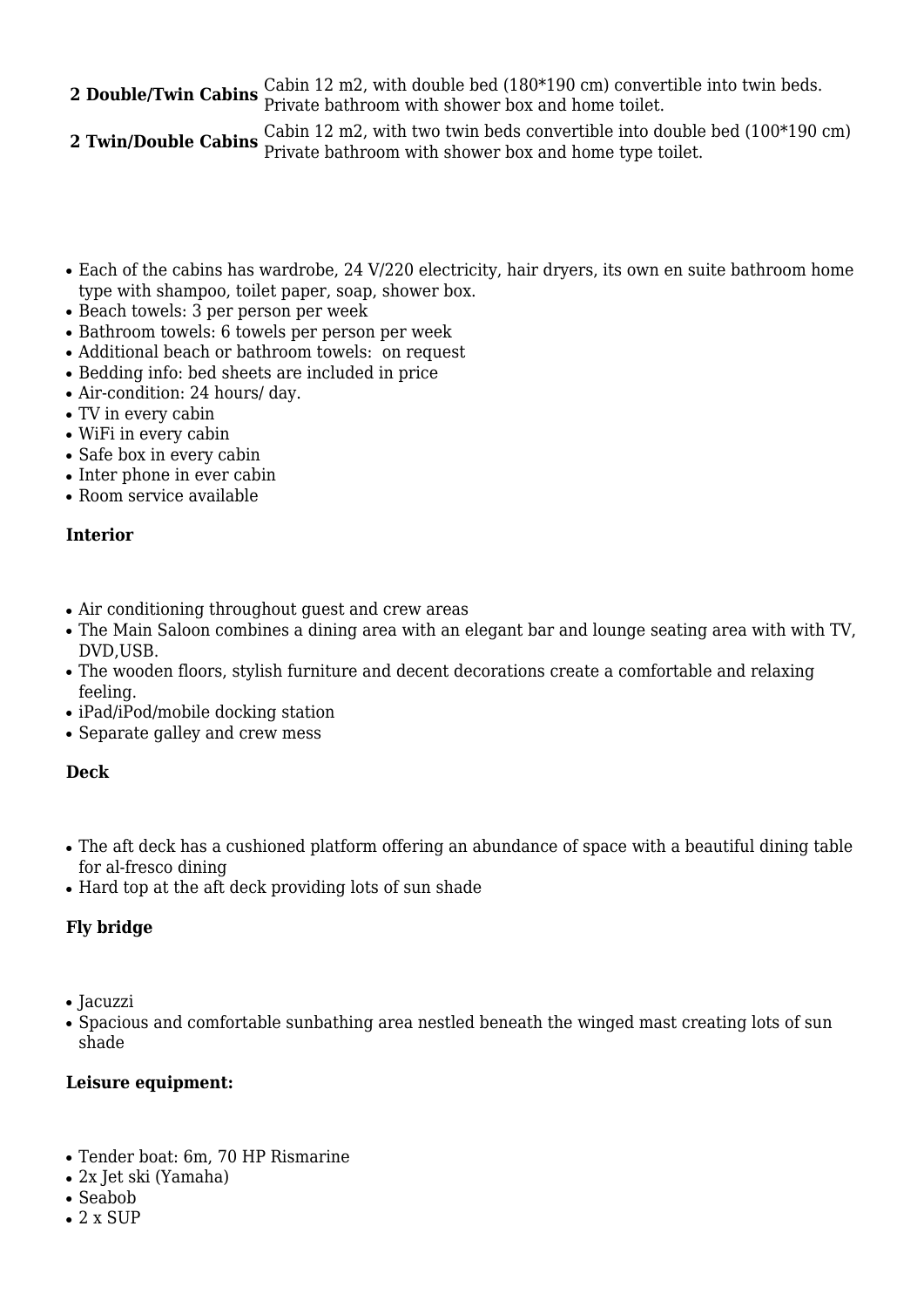| | |
|---|---|
| **2 Double/Twin Cabins** | Cabin 12 m2, with double bed (180*190 cm) convertible into twin beds. Private bathroom with shower box and home toilet. |
| **2 Twin/Double Cabins** | Cabin 12 m2, with two twin beds convertible into double bed (100*190 cm) Private bathroom with shower box and home type toilet. |

- Each of the cabins has wardrobe, 24 V/220 electricity, hair dryers, its own en suite bathroom home type with shampoo, toilet paper, soap, shower box.
- Beach towels: 3 per person per week
- Bathroom towels: 6 towels per person per week
- Additional beach or bathroom towels:  on request
- Bedding info: bed sheets are included in price
- Air-condition: 24 hours/ day.
- TV in every cabin
- WiFi in every cabin
- Safe box in every cabin
- Inter phone in ever cabin
- Room service available

**Interior**

- Air conditioning throughout guest and crew areas
- The Main Saloon combines a dining area with an elegant bar and lounge seating area with with TV, DVD,USB.
- The wooden floors, stylish furniture and decent decorations create a comfortable and relaxing feeling.
- iPad/iPod/mobile docking station
- Separate galley and crew mess

**Deck**

- The aft deck has a cushioned platform offering an abundance of space with a beautiful dining table for al-fresco dining
- Hard top at the aft deck providing lots of sun shade

**Fly bridge**

- Jacuzzi
- Spacious and comfortable sunbathing area nestled beneath the winged mast creating lots of sun shade

**Leisure equipment:**

- Tender boat: 6m, 70 HP Rismarine
- 2x Jet ski (Yamaha)
- Seabob
- 2 x SUP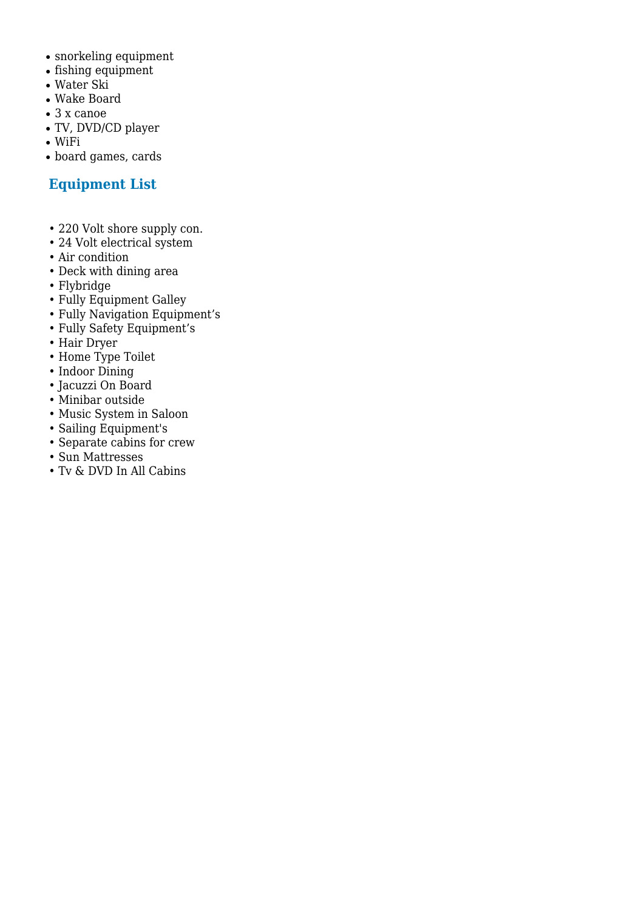- snorkeling equipment
- fishing equipment
- Water Ski
- Wake Board
- 3 x canoe
- TV, DVD/CD player
- WiFi
- board games, cards

## Equipment List

- 220 Volt shore supply con.
- 24 Volt electrical system
- Air condition
- Deck with dining area
- Flybridge
- Fully Equipment Galley
- Fully Navigation Equipment’s
- Fully Safety Equipment’s
- Hair Dryer
- Home Type Toilet
- Indoor Dining
- Jacuzzi On Board
- Minibar outside
- Music System in Saloon
- Sailing Equipment's
- Separate cabins for crew
- Sun Mattresses
- Tv & DVD In All Cabins